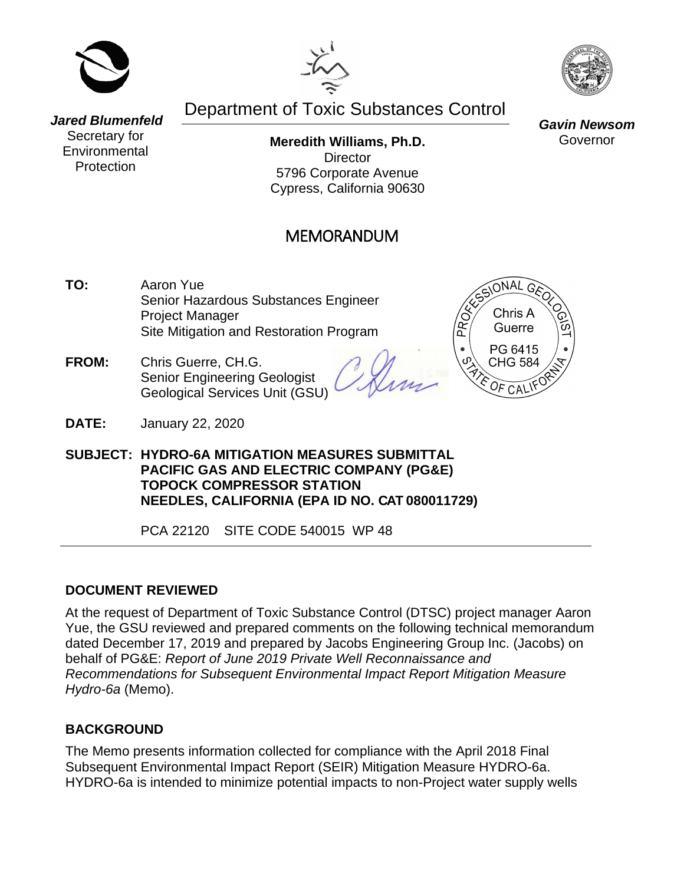**Jared Blumenfeld**
Secretary for Environmental Protection

Department of Toxic Substances Control

**Meredith Williams, Ph.D.**
Director
5796 Corporate Avenue
Cypress, California 90630

**Gavin Newsom**
Governor

# MEMORANDUM

**TO:** Aaron Yue
Senior Hazardous Substances Engineer
Project Manager
Site Mitigation and Restoration Program

**FROM:** Chris Guerre, CH.G.
Senior Engineering Geologist
Geological Services Unit (GSU)

PROFESSIONAL GEOLOGIST
Chris A Guerre
PG 6415
CHG 584
STATE OF CALIFORNIA

**DATE:** January 22, 2020

**SUBJECT: HYDRO-6A MITIGATION MEASURES SUBMITTAL PACIFIC GAS AND ELECTRIC COMPANY (PG&E) TOPOCK COMPRESSOR STATION NEEDLES, CALIFORNIA (EPA ID NO. CAT 080011729)**

PCA 22120 SITE CODE 540015 WP 48

## DOCUMENT REVIEWED

At the request of Department of Toxic Substance Control (DTSC) project manager Aaron Yue, the GSU reviewed and prepared comments on the following technical memorandum dated December 17, 2019 and prepared by Jacobs Engineering Group Inc. (Jacobs) on behalf of PG&E: *Report of June 2019 Private Well Reconnaissance and Recommendations for Subsequent Environmental Impact Report Mitigation Measure Hydro-6a* (Memo).

## BACKGROUND

The Memo presents information collected for compliance with the April 2018 Final Subsequent Environmental Impact Report (SEIR) Mitigation Measure HYDRO-6a. HYDRO-6a is intended to minimize potential impacts to non-Project water supply wells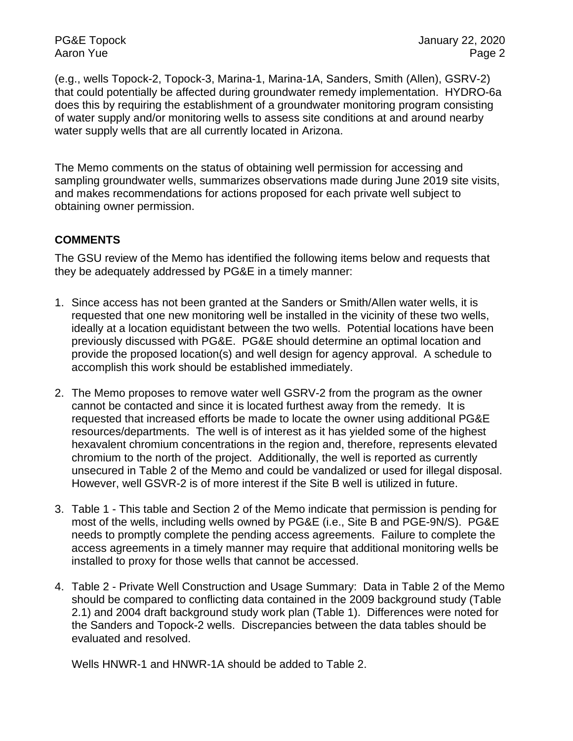(e.g., wells Topock-2, Topock-3, Marina-1, Marina-1A, Sanders, Smith (Allen), GSRV-2) that could potentially be affected during groundwater remedy implementation. HYDRO-6a does this by requiring the establishment of a groundwater monitoring program consisting of water supply and/or monitoring wells to assess site conditions at and around nearby water supply wells that are all currently located in Arizona.

The Memo comments on the status of obtaining well permission for accessing and sampling groundwater wells, summarizes observations made during June 2019 site visits, and makes recommendations for actions proposed for each private well subject to obtaining owner permission.

**COMMENTS**

The GSU review of the Memo has identified the following items below and requests that they be adequately addressed by PG&E in a timely manner:

1. Since access has not been granted at the Sanders or Smith/Allen water wells, it is requested that one new monitoring well be installed in the vicinity of these two wells, ideally at a location equidistant between the two wells. Potential locations have been previously discussed with PG&E. PG&E should determine an optimal location and provide the proposed location(s) and well design for agency approval. A schedule to accomplish this work should be established immediately.

2. The Memo proposes to remove water well GSRV-2 from the program as the owner cannot be contacted and since it is located furthest away from the remedy. It is requested that increased efforts be made to locate the owner using additional PG&E resources/departments. The well is of interest as it has yielded some of the highest hexavalent chromium concentrations in the region and, therefore, represents elevated chromium to the north of the project. Additionally, the well is reported as currently unsecured in Table 2 of the Memo and could be vandalized or used for illegal disposal. However, well GSVR-2 is of more interest if the Site B well is utilized in future.

3. Table 1 - This table and Section 2 of the Memo indicate that permission is pending for most of the wells, including wells owned by PG&E (i.e., Site B and PGE-9N/S). PG&E needs to promptly complete the pending access agreements. Failure to complete the access agreements in a timely manner may require that additional monitoring wells be installed to proxy for those wells that cannot be accessed.

4. Table 2 - Private Well Construction and Usage Summary: Data in Table 2 of the Memo should be compared to conflicting data contained in the 2009 background study (Table 2.1) and 2004 draft background study work plan (Table 1). Differences were noted for the Sanders and Topock-2 wells. Discrepancies between the data tables should be evaluated and resolved.

   Wells HNWR-1 and HNWR-1A should be added to Table 2.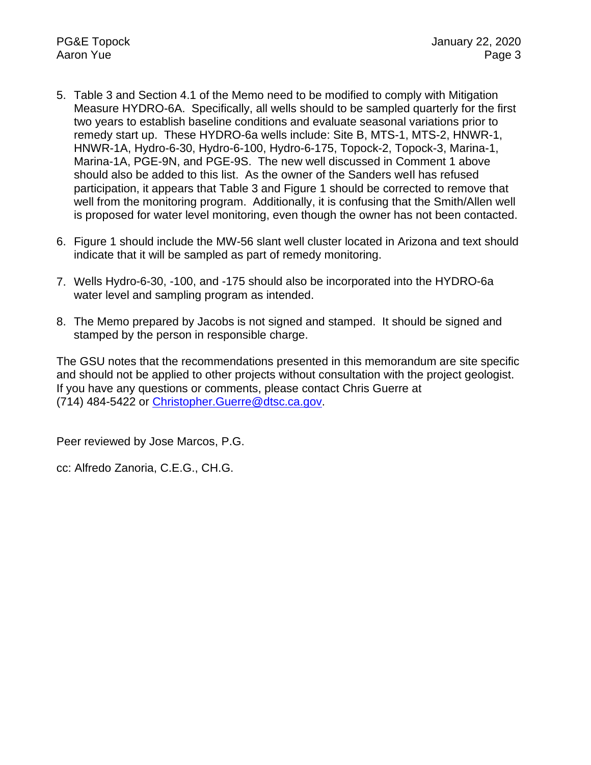5. Table 3 and Section 4.1 of the Memo need to be modified to comply with Mitigation Measure HYDRO-6A. Specifically, all wells should to be sampled quarterly for the first two years to establish baseline conditions and evaluate seasonal variations prior to remedy start up. These HYDRO-6a wells include: Site B, MTS-1, MTS-2, HNWR-1, HNWR-1A, Hydro-6-30, Hydro-6-100, Hydro-6-175, Topock-2, Topock-3, Marina-1, Marina-1A, PGE-9N, and PGE-9S. The new well discussed in Comment 1 above should also be added to this list. As the owner of the Sanders weIl has refused participation, it appears that Table 3 and Figure 1 should be corrected to remove that well from the monitoring program. Additionally, it is confusing that the Smith/Allen well is proposed for water level monitoring, even though the owner has not been contacted.

6. Figure 1 should include the MW-56 slant well cluster located in Arizona and text should indicate that it will be sampled as part of remedy monitoring.

7. Wells Hydro-6-30, -100, and -175 should also be incorporated into the HYDRO-6a water level and sampling program as intended.

8. The Memo prepared by Jacobs is not signed and stamped. It should be signed and stamped by the person in responsible charge.

The GSU notes that the recommendations presented in this memorandum are site specific and should not be applied to other projects without consultation with the project geologist. If you have any questions or comments, please contact Chris Guerre at (714) 484-5422 or Christopher.Guerre@dtsc.ca.gov.

Peer reviewed by Jose Marcos, P.G.

cc: Alfredo Zanoria, C.E.G., CH.G.